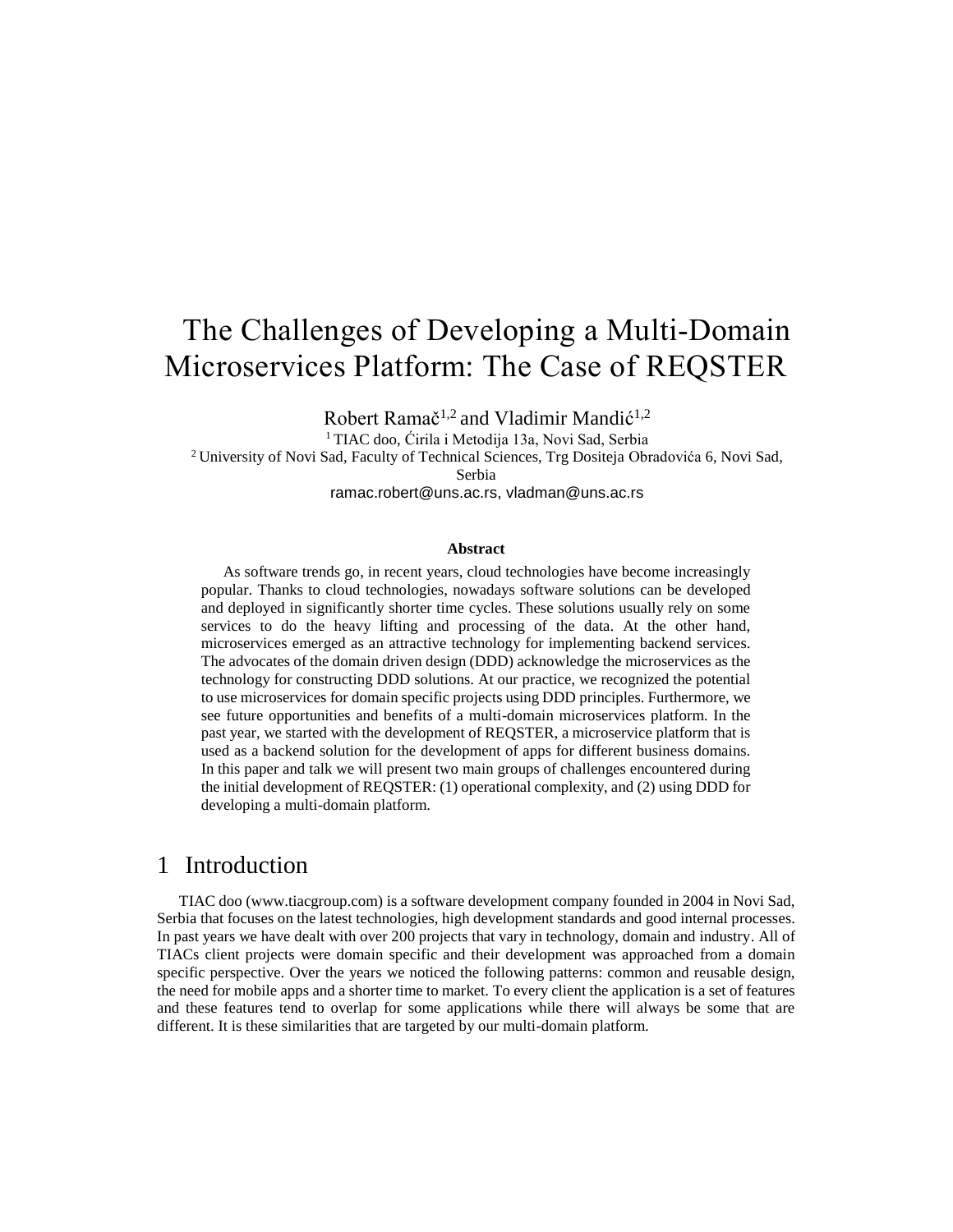# The Challenges of Developing a Multi-Domain Microservices Platform: The Case of REQSTER

Robert Ramač[1,2] and Vladimir Mandić[1,2]

[1] TIAC doo, Ćirila i Metodija 13a, Novi Sad, Serbia

[2] University of Novi Sad, Faculty of Technical Sciences, Trg Dositeja Obradovića 6, Novi Sad, Serbia

ramac.robert@uns.ac.rs, vladman@uns.ac.rs

**Abstract**

As software trends go, in recent years, cloud technologies have become increasingly popular. Thanks to cloud technologies, nowadays software solutions can be developed and deployed in significantly shorter time cycles. These solutions usually rely on some services to do the heavy lifting and processing of the data. At the other hand, microservices emerged as an attractive technology for implementing backend services. The advocates of the domain driven design (DDD) acknowledge the microservices as the technology for constructing DDD solutions. At our practice, we recognized the potential to use microservices for domain specific projects using DDD principles. Furthermore, we see future opportunities and benefits of a multi-domain microservices platform. In the past year, we started with the development of REQSTER, a microservice platform that is used as a backend solution for the development of apps for different business domains. In this paper and talk we will present two main groups of challenges encountered during the initial development of REQSTER: (1) operational complexity, and (2) using DDD for developing a multi-domain platform.

## 1 Introduction

TIAC doo (www.tiacgroup.com) is a software development company founded in 2004 in Novi Sad, Serbia that focuses on the latest technologies, high development standards and good internal processes. In past years we have dealt with over 200 projects that vary in technology, domain and industry. All of TIACs client projects were domain specific and their development was approached from a domain specific perspective. Over the years we noticed the following patterns: common and reusable design, the need for mobile apps and a shorter time to market. To every client the application is a set of features and these features tend to overlap for some applications while there will always be some that are different. It is these similarities that are targeted by our multi-domain platform.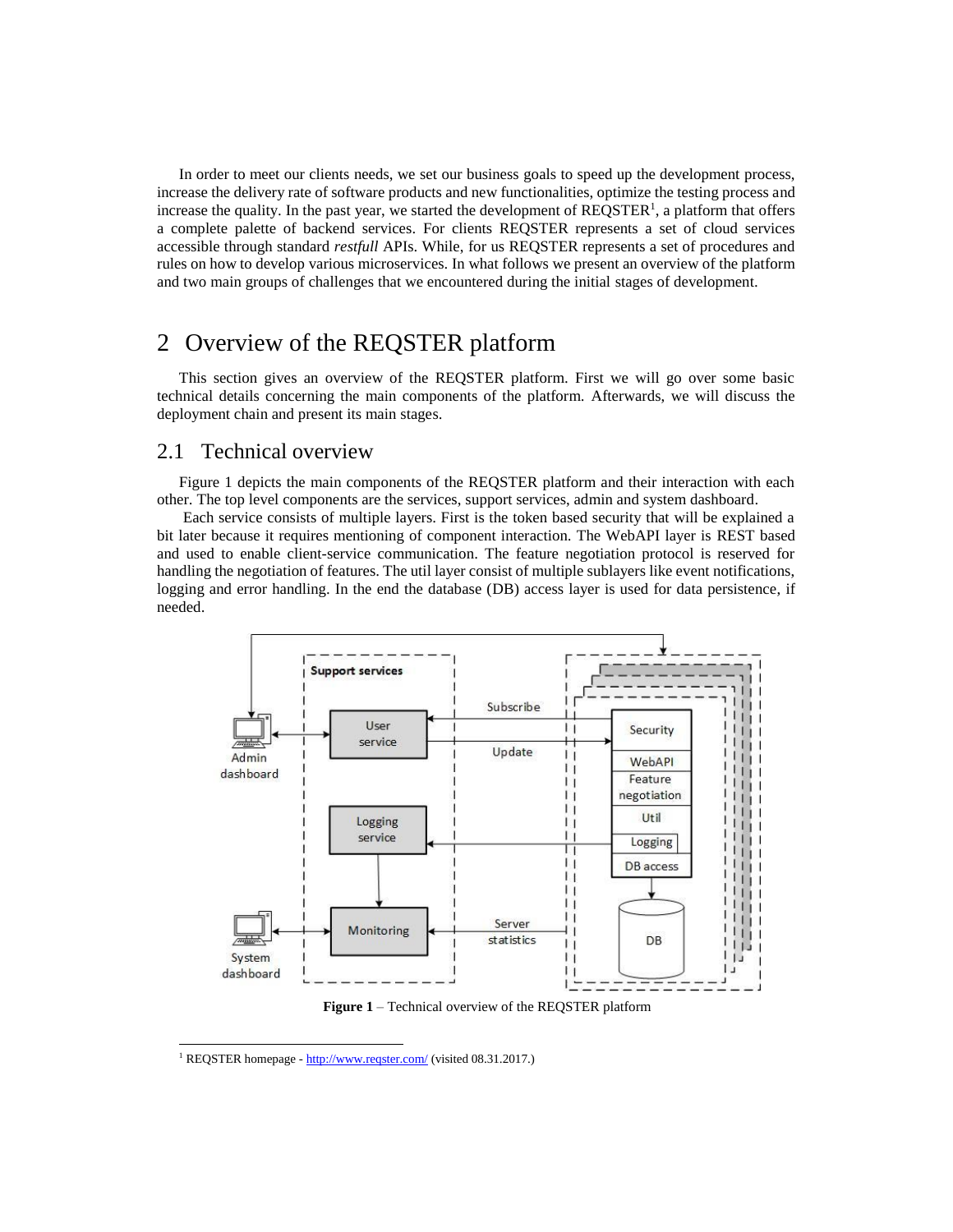In order to meet our clients needs, we set our business goals to speed up the development process, increase the delivery rate of software products and new functionalities, optimize the testing process and increase the quality. In the past year, we started the development of REQSTER[1], a platform that offers a complete palette of backend services. For clients REQSTER represents a set of cloud services accessible through standard *restfull* APIs. While, for us REQSTER represents a set of procedures and rules on how to develop various microservices. In what follows we present an overview of the platform and two main groups of challenges that we encountered during the initial stages of development.

# 2 Overview of the REQSTER platform

This section gives an overview of the REQSTER platform. First we will go over some basic technical details concerning the main components of the platform. Afterwards, we will discuss the deployment chain and present its main stages.

## 2.1 Technical overview

Figure 1 depicts the main components of the REQSTER platform and their interaction with each other. The top level components are the services, support services, admin and system dashboard.

Each service consists of multiple layers. First is the token based security that will be explained a bit later because it requires mentioning of component interaction. The WebAPI layer is REST based and used to enable client-service communication. The feature negotiation protocol is reserved for handling the negotiation of features. The util layer consist of multiple sublayers like event notifications, logging and error handling. In the end the database (DB) access layer is used for data persistence, if needed.

**Figure 1** – Technical overview of the REQSTER platform

[1] REQSTER homepage - http://www.reqster.com/ (visited 08.31.2017.)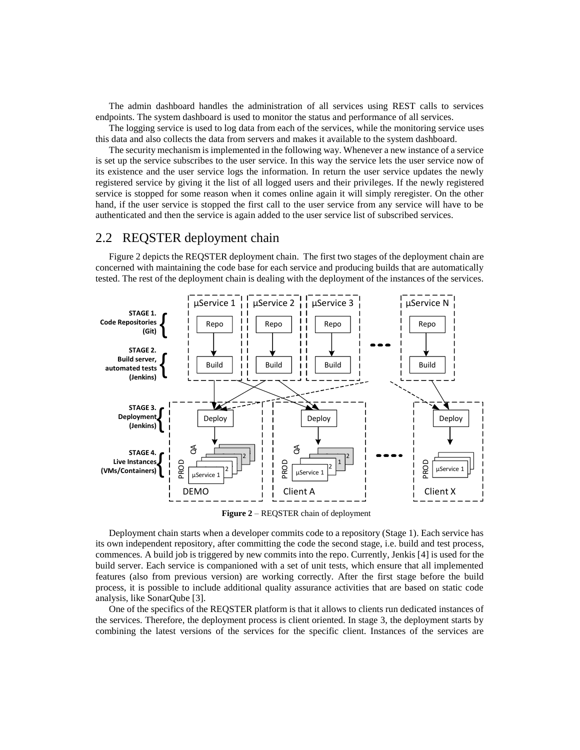The admin dashboard handles the administration of all services using REST calls to services endpoints. The system dashboard is used to monitor the status and performance of all services.

The logging service is used to log data from each of the services, while the monitoring service uses this data and also collects the data from servers and makes it available to the system dashboard.

The security mechanism is implemented in the following way. Whenever a new instance of a service is set up the service subscribes to the user service. In this way the service lets the user service now of its existence and the user service logs the information. In return the user service updates the newly registered service by giving it the list of all logged users and their privileges. If the newly registered service is stopped for some reason when it comes online again it will simply reregister. On the other hand, if the user service is stopped the first call to the user service from any service will have to be authenticated and then the service is again added to the user service list of subscribed services.

## 2.2 REQSTER deployment chain

Figure 2 depicts the REQSTER deployment chain. The first two stages of the deployment chain are concerned with maintaining the code base for each service and producing builds that are automatically tested. The rest of the deployment chain is dealing with the deployment of the instances of the services.

**Figure 2** – REQSTER chain of deployment

Deployment chain starts when a developer commits code to a repository (Stage 1). Each service has its own independent repository, after committing the code the second stage, i.e. build and test process, commences. A build job is triggered by new commits into the repo. Currently, Jenkis [4] is used for the build server. Each service is companioned with a set of unit tests, which ensure that all implemented features (also from previous version) are working correctly. After the first stage before the build process, it is possible to include additional quality assurance activities that are based on static code analysis, like SonarQube [3].

One of the specifics of the REQSTER platform is that it allows to clients run dedicated instances of the services. Therefore, the deployment process is client oriented. In stage 3, the deployment starts by combining the latest versions of the services for the specific client. Instances of the services are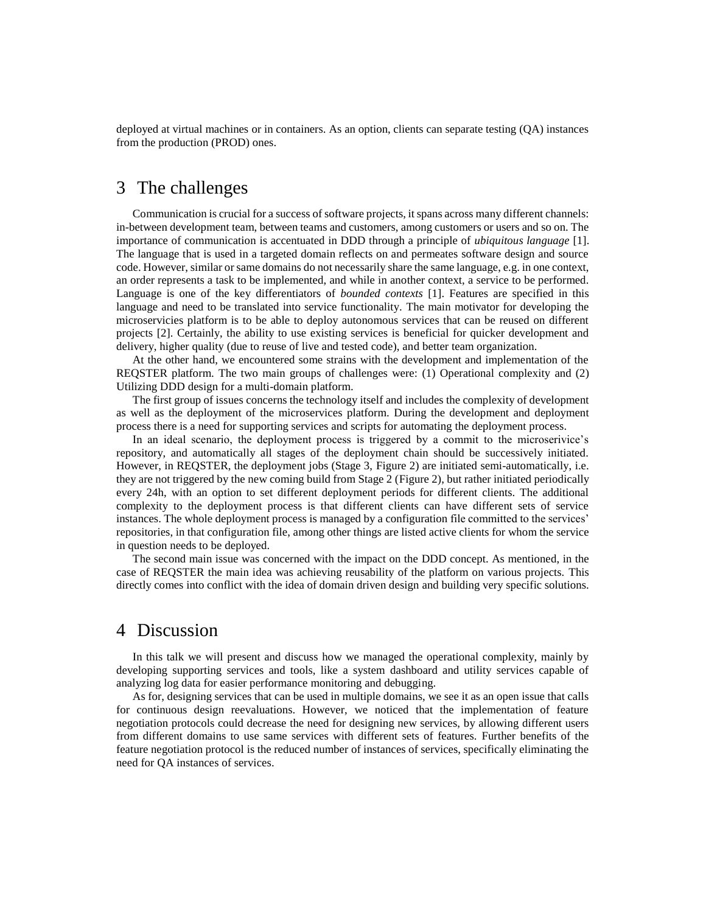deployed at virtual machines or in containers. As an option, clients can separate testing (QA) instances from the production (PROD) ones.

# 3 The challenges

Communication is crucial for a success of software projects, it spans across many different channels: in-between development team, between teams and customers, among customers or users and so on. The importance of communication is accentuated in DDD through a principle of *ubiquitous language* [1]. The language that is used in a targeted domain reflects on and permeates software design and source code. However, similar or same domains do not necessarily share the same language, e.g. in one context, an order represents a task to be implemented, and while in another context, a service to be performed. Language is one of the key differentiators of *bounded contexts* [1]. Features are specified in this language and need to be translated into service functionality. The main motivator for developing the microservicies platform is to be able to deploy autonomous services that can be reused on different projects [2]. Certainly, the ability to use existing services is beneficial for quicker development and delivery, higher quality (due to reuse of live and tested code), and better team organization.

At the other hand, we encountered some strains with the development and implementation of the REQSTER platform. The two main groups of challenges were: (1) Operational complexity and (2) Utilizing DDD design for a multi-domain platform.

The first group of issues concerns the technology itself and includes the complexity of development as well as the deployment of the microservices platform. During the development and deployment process there is a need for supporting services and scripts for automating the deployment process.

In an ideal scenario, the deployment process is triggered by a commit to the microserivice's repository, and automatically all stages of the deployment chain should be successively initiated. However, in REQSTER, the deployment jobs (Stage 3, Figure 2) are initiated semi-automatically, i.e. they are not triggered by the new coming build from Stage 2 (Figure 2), but rather initiated periodically every 24h, with an option to set different deployment periods for different clients. The additional complexity to the deployment process is that different clients can have different sets of service instances. The whole deployment process is managed by a configuration file committed to the services' repositories, in that configuration file, among other things are listed active clients for whom the service in question needs to be deployed.

The second main issue was concerned with the impact on the DDD concept. As mentioned, in the case of REQSTER the main idea was achieving reusability of the platform on various projects. This directly comes into conflict with the idea of domain driven design and building very specific solutions.

# 4 Discussion

In this talk we will present and discuss how we managed the operational complexity, mainly by developing supporting services and tools, like a system dashboard and utility services capable of analyzing log data for easier performance monitoring and debugging.

As for, designing services that can be used in multiple domains, we see it as an open issue that calls for continuous design reevaluations. However, we noticed that the implementation of feature negotiation protocols could decrease the need for designing new services, by allowing different users from different domains to use same services with different sets of features. Further benefits of the feature negotiation protocol is the reduced number of instances of services, specifically eliminating the need for QA instances of services.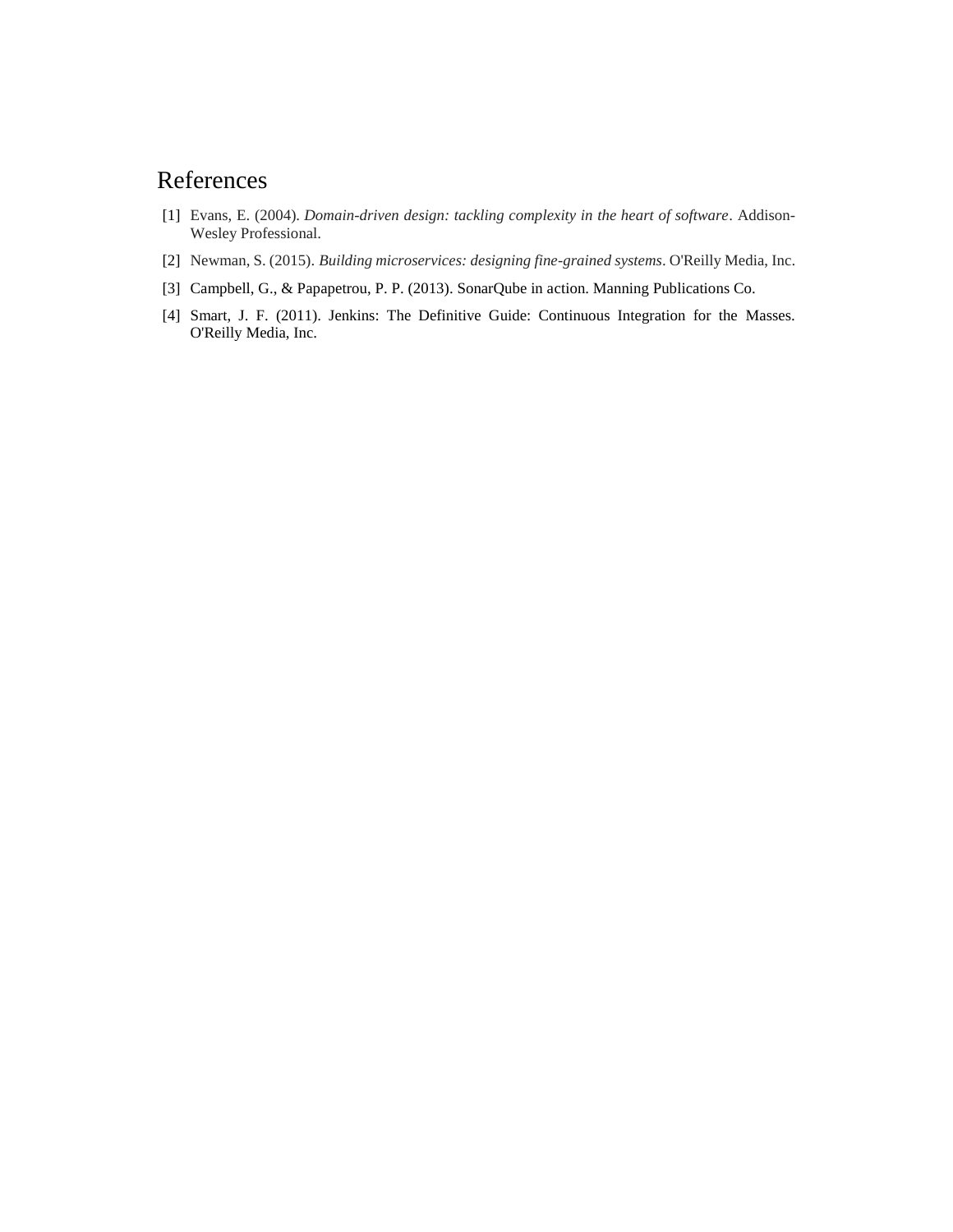# References

[1] Evans, E. (2004). *Domain-driven design: tackling complexity in the heart of software*. Addison-Wesley Professional.

[2] Newman, S. (2015). *Building microservices: designing fine-grained systems*. O'Reilly Media, Inc.

[3] Campbell, G., & Papapetrou, P. P. (2013). SonarQube in action. Manning Publications Co.

[4] Smart, J. F. (2011). Jenkins: The Definitive Guide: Continuous Integration for the Masses. O'Reilly Media, Inc.